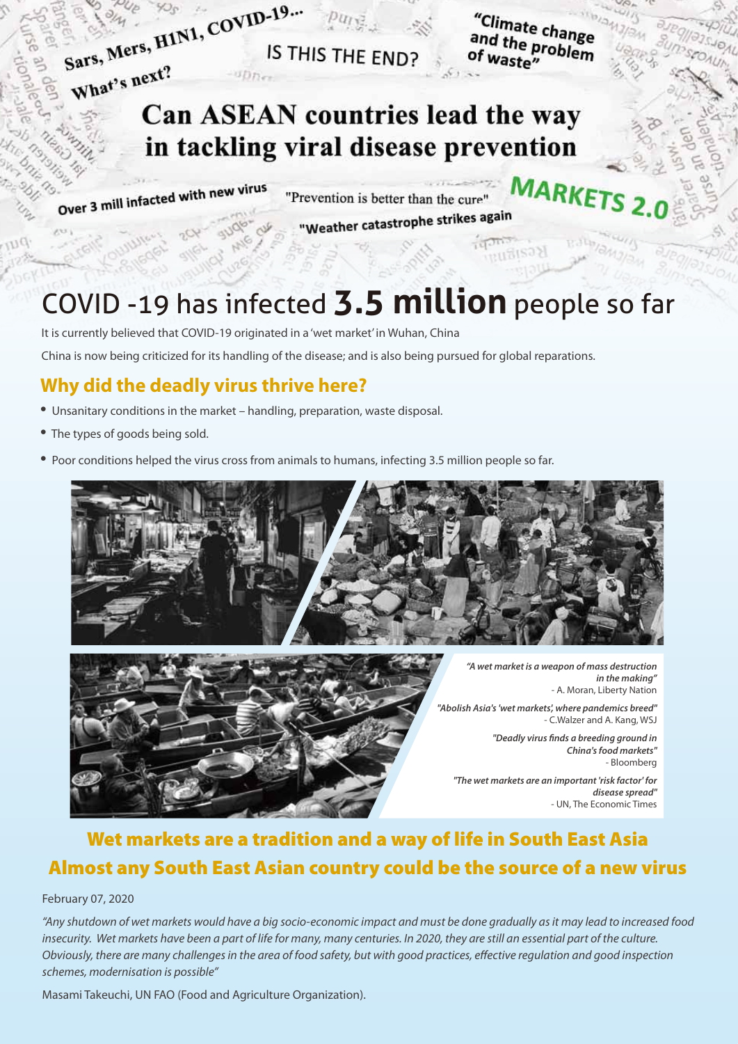Sars, Mers, H1N1, COVID-19... What's next?

IS THIS THE END?

"Climate change and the problem of waste"

# Can ASEAN countries lead the way in tackling viral disease prevention

Over 3 mill infacted with new virus

"Prevention is better than the cure"

"Weather catastrophe strikes again"

MARKETS 2.0

## COVID -19 has infected **3.5 million** people so far

It is currently believed that COVID-19 originated in a 'wet market' in Wuhan, China

China is now being criticized for its handling of the disease; and is also being pursued for global reparations.

### Why did the deadly virus thrive here?

- Unsanitary conditions in the market – handling, preparation, waste disposal.
- The types of goods being sold.
- Poor conditions helped the virus cross from animals to humans, infecting 3.5 million people so far.

*"A wet market is a weapon of mass destruction in the making"*
- A. Moran, Liberty Nation

*"Abolish Asia's 'wet markets', where pandemics breed"*
- C.Walzer and A. Kang, WSJ

*"Deadly virus finds a breeding ground in China's food markets"*
- Bloomberg

*"The wet markets are an important 'risk factor' for disease spread"*
- UN, The Economic Times

## Wet markets are a tradition and a way of life in South East Asia
## Almost any South East Asian country could be the source of a new virus

February 07, 2020

*"Any shutdown of wet markets would have a big socio-economic impact and must be done gradually as it may lead to increased food insecurity. Wet markets have been a part of life for many, many centuries. In 2020, they are still an essential part of the culture. Obviously, there are many challenges in the area of food safety, but with good practices, effective regulation and good inspection schemes, modernisation is possible"*

Masami Takeuchi, UN FAO (Food and Agriculture Organization).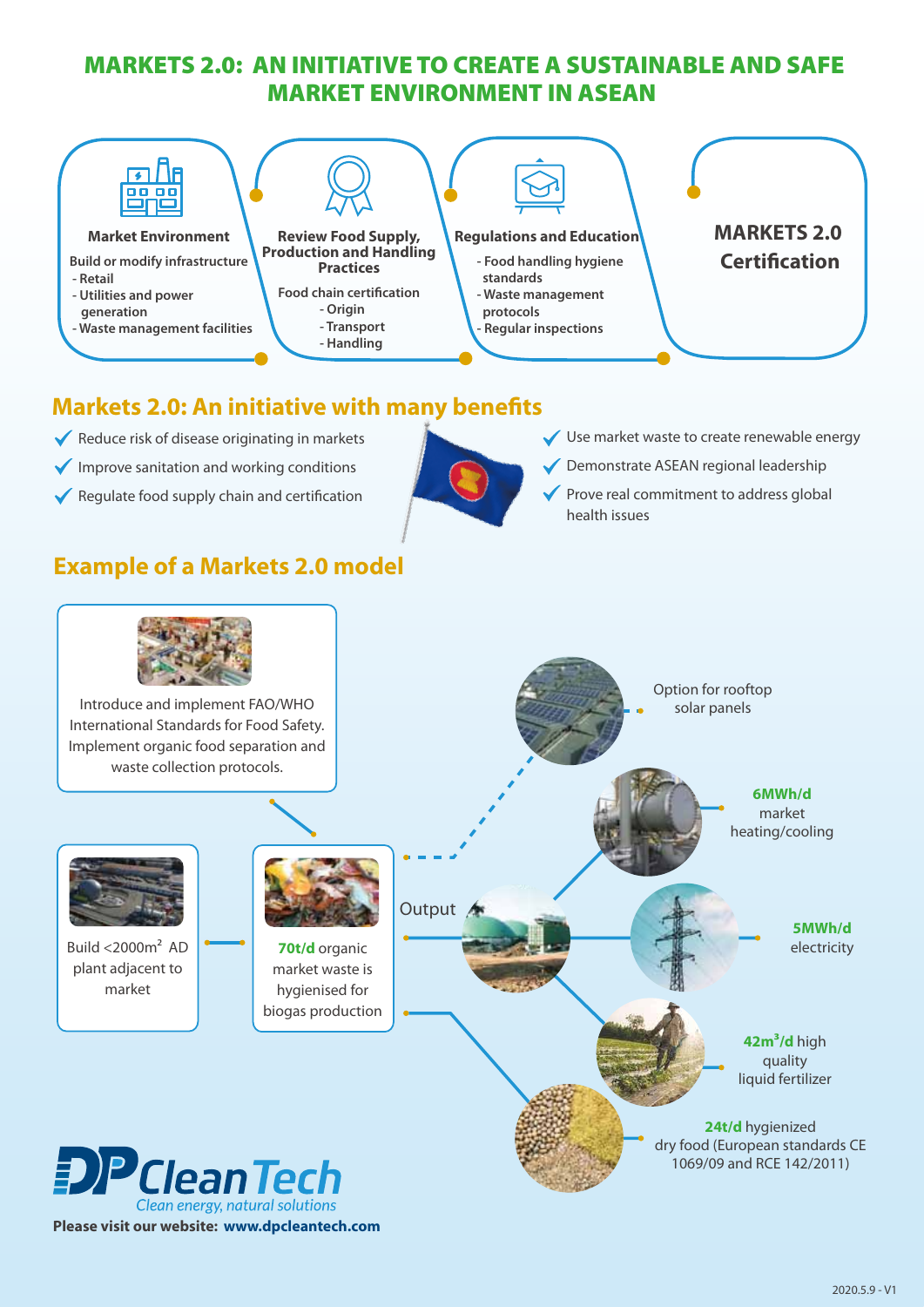# MARKETS 2.0: AN INITIATIVE TO CREATE A SUSTAINABLE AND SAFE MARKET ENVIRONMENT IN ASEAN

**Market Environment**

**Build or modify infrastructure**
- **Retail**
- **Utilities and power generation**
- **Waste management facilities**

**Review Food Supply, Production and Handling Practices**

**Food chain certification**
- **Origin**
- **Transport**
- **Handling**

**Regulations and Education**
- **Food handling hygiene standards**
- **Waste management protocols**
- **Regular inspections**

**MARKETS 2.0 Certification**

## Markets 2.0: An initiative with many benefits

- ✓ Reduce risk of disease originating in markets
- ✓ Improve sanitation and working conditions
- ✓ Regulate food supply chain and certification
- ✓ Use market waste to create renewable energy
- ✓ Demonstrate ASEAN regional leadership
- ✓ Prove real commitment to address global health issues

## Example of a Markets 2.0 model

Introduce and implement FAO/WHO International Standards for Food Safety. Implement organic food separation and waste collection protocols.

Build <2000m² AD plant adjacent to market

**70t/d** organic market waste is hygienised for biogas production

Output

Option for rooftop solar panels

**6MWh/d** market heating/cooling

**5MWh/d** electricity

**42m³/d** high quality liquid fertilizer

**24t/d** hygienized dry food (European standards CE 1069/09 and RCE 142/2011)

DPCleanTech

*Clean energy, natural solutions*

**Please visit our website: www.dpcleantech.com**

2020.5.9 - V1